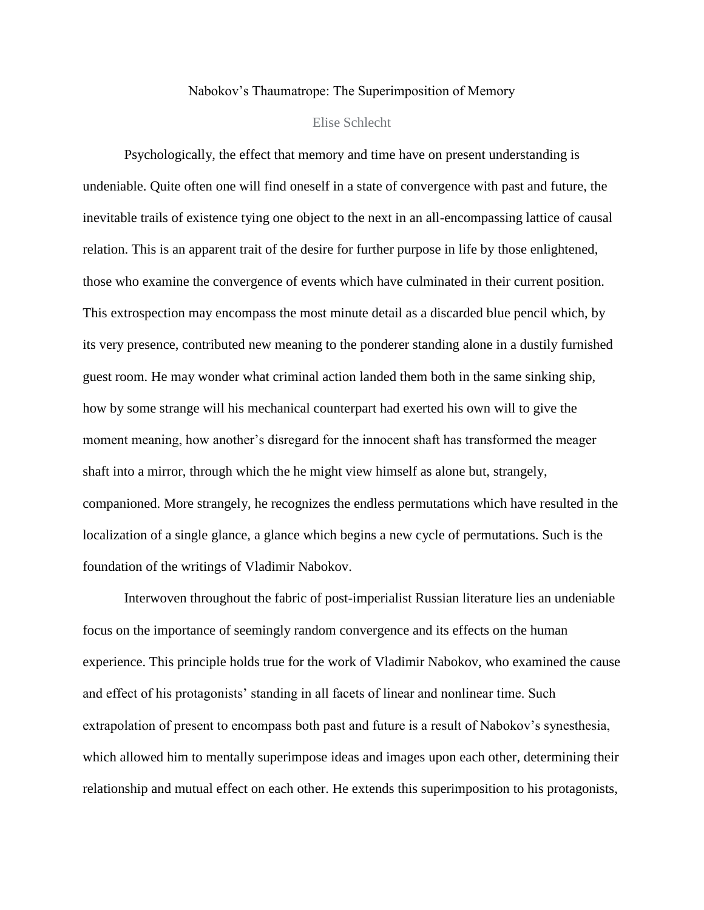# Nabokov's Thaumatrope: The Superimposition of Memory

Elise Schlecht

Psychologically, the effect that memory and time have on present understanding is undeniable. Quite often one will find oneself in a state of convergence with past and future, the inevitable trails of existence tying one object to the next in an all-encompassing lattice of causal relation. This is an apparent trait of the desire for further purpose in life by those enlightened, those who examine the convergence of events which have culminated in their current position. This extrospection may encompass the most minute detail as a discarded blue pencil which, by its very presence, contributed new meaning to the ponderer standing alone in a dustily furnished guest room. He may wonder what criminal action landed them both in the same sinking ship, how by some strange will his mechanical counterpart had exerted his own will to give the moment meaning, how another's disregard for the innocent shaft has transformed the meager shaft into a mirror, through which the he might view himself as alone but, strangely, companioned. More strangely, he recognizes the endless permutations which have resulted in the localization of a single glance, a glance which begins a new cycle of permutations. Such is the foundation of the writings of Vladimir Nabokov.

Interwoven throughout the fabric of post-imperialist Russian literature lies an undeniable focus on the importance of seemingly random convergence and its effects on the human experience. This principle holds true for the work of Vladimir Nabokov, who examined the cause and effect of his protagonists' standing in all facets of linear and nonlinear time. Such extrapolation of present to encompass both past and future is a result of Nabokov's synesthesia, which allowed him to mentally superimpose ideas and images upon each other, determining their relationship and mutual effect on each other. He extends this superimposition to his protagonists,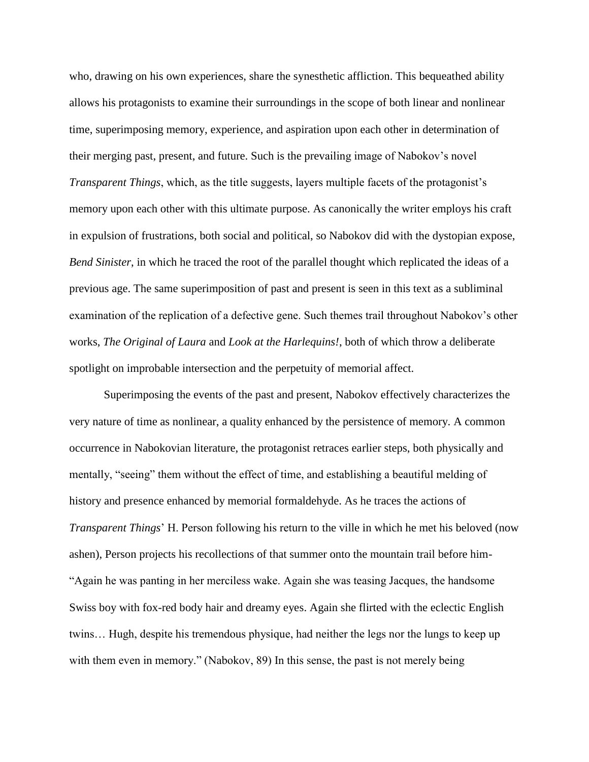who, drawing on his own experiences, share the synesthetic affliction. This bequeathed ability allows his protagonists to examine their surroundings in the scope of both linear and nonlinear time, superimposing memory, experience, and aspiration upon each other in determination of their merging past, present, and future. Such is the prevailing image of Nabokov's novel *Transparent Things*, which, as the title suggests, layers multiple facets of the protagonist's memory upon each other with this ultimate purpose. As canonically the writer employs his craft in expulsion of frustrations, both social and political, so Nabokov did with the dystopian expose, *Bend Sinister*, in which he traced the root of the parallel thought which replicated the ideas of a previous age. The same superimposition of past and present is seen in this text as a subliminal examination of the replication of a defective gene. Such themes trail throughout Nabokov's other works, *The Original of Laura* and *Look at the Harlequins!*, both of which throw a deliberate spotlight on improbable intersection and the perpetuity of memorial affect.

Superimposing the events of the past and present, Nabokov effectively characterizes the very nature of time as nonlinear, a quality enhanced by the persistence of memory. A common occurrence in Nabokovian literature, the protagonist retraces earlier steps, both physically and mentally, "seeing" them without the effect of time, and establishing a beautiful melding of history and presence enhanced by memorial formaldehyde. As he traces the actions of *Transparent Things*' H. Person following his return to the ville in which he met his beloved (now ashen), Person projects his recollections of that summer onto the mountain trail before him- "Again he was panting in her merciless wake. Again she was teasing Jacques, the handsome Swiss boy with fox-red body hair and dreamy eyes. Again she flirted with the eclectic English twins… Hugh, despite his tremendous physique, had neither the legs nor the lungs to keep up with them even in memory." (Nabokov, 89) In this sense, the past is not merely being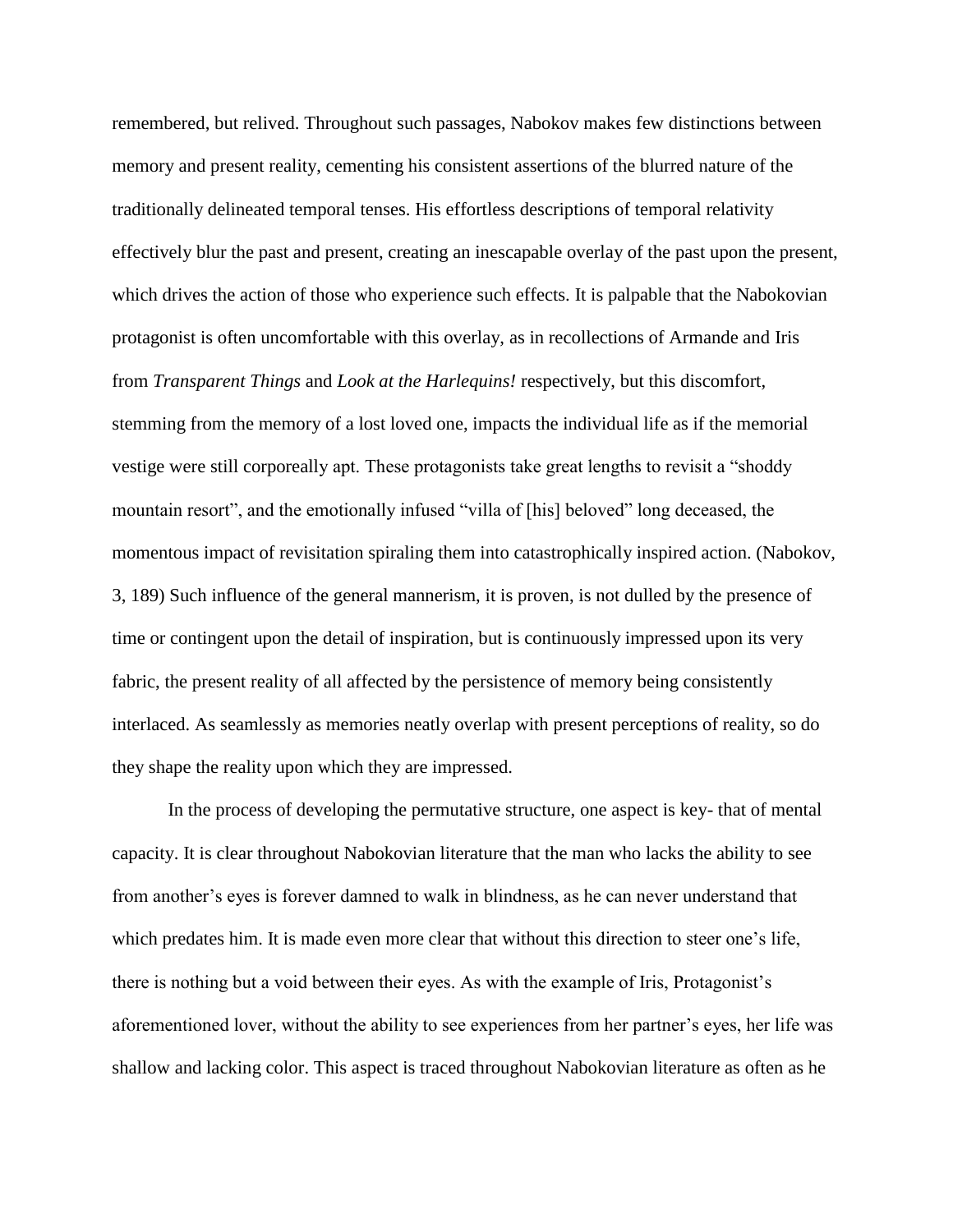remembered, but relived. Throughout such passages, Nabokov makes few distinctions between memory and present reality, cementing his consistent assertions of the blurred nature of the traditionally delineated temporal tenses. His effortless descriptions of temporal relativity effectively blur the past and present, creating an inescapable overlay of the past upon the present, which drives the action of those who experience such effects. It is palpable that the Nabokovian protagonist is often uncomfortable with this overlay, as in recollections of Armande and Iris from *Transparent Things* and *Look at the Harlequins!* respectively, but this discomfort, stemming from the memory of a lost loved one, impacts the individual life as if the memorial vestige were still corporeally apt. These protagonists take great lengths to revisit a "shoddy mountain resort", and the emotionally infused "villa of [his] beloved" long deceased, the momentous impact of revisitation spiraling them into catastrophically inspired action. (Nabokov, 3, 189) Such influence of the general mannerism, it is proven, is not dulled by the presence of time or contingent upon the detail of inspiration, but is continuously impressed upon its very fabric, the present reality of all affected by the persistence of memory being consistently interlaced. As seamlessly as memories neatly overlap with present perceptions of reality, so do they shape the reality upon which they are impressed.

In the process of developing the permutative structure, one aspect is key- that of mental capacity. It is clear throughout Nabokovian literature that the man who lacks the ability to see from another's eyes is forever damned to walk in blindness, as he can never understand that which predates him. It is made even more clear that without this direction to steer one's life, there is nothing but a void between their eyes. As with the example of Iris, Protagonist's aforementioned lover, without the ability to see experiences from her partner's eyes, her life was shallow and lacking color. This aspect is traced throughout Nabokovian literature as often as he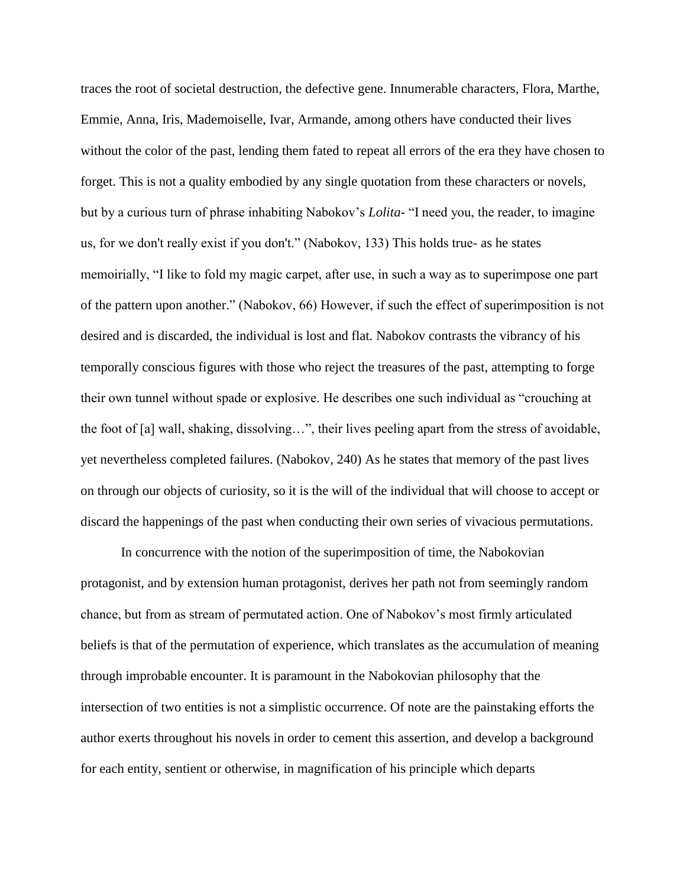traces the root of societal destruction, the defective gene. Innumerable characters, Flora, Marthe, Emmie, Anna, Iris, Mademoiselle, Ivar, Armande, among others have conducted their lives without the color of the past, lending them fated to repeat all errors of the era they have chosen to forget. This is not a quality embodied by any single quotation from these characters or novels, but by a curious turn of phrase inhabiting Nabokov's *Lolita*- "I need you, the reader, to imagine us, for we don't really exist if you don't." (Nabokov, 133) This holds true- as he states memoirially, "I like to fold my magic carpet, after use, in such a way as to superimpose one part of the pattern upon another." (Nabokov, 66) However, if such the effect of superimposition is not desired and is discarded, the individual is lost and flat. Nabokov contrasts the vibrancy of his temporally conscious figures with those who reject the treasures of the past, attempting to forge their own tunnel without spade or explosive. He describes one such individual as "crouching at the foot of [a] wall, shaking, dissolving…", their lives peeling apart from the stress of avoidable, yet nevertheless completed failures. (Nabokov, 240) As he states that memory of the past lives on through our objects of curiosity, so it is the will of the individual that will choose to accept or discard the happenings of the past when conducting their own series of vivacious permutations.

In concurrence with the notion of the superimposition of time, the Nabokovian protagonist, and by extension human protagonist, derives her path not from seemingly random chance, but from as stream of permutated action. One of Nabokov's most firmly articulated beliefs is that of the permutation of experience, which translates as the accumulation of meaning through improbable encounter. It is paramount in the Nabokovian philosophy that the intersection of two entities is not a simplistic occurrence. Of note are the painstaking efforts the author exerts throughout his novels in order to cement this assertion, and develop a background for each entity, sentient or otherwise, in magnification of his principle which departs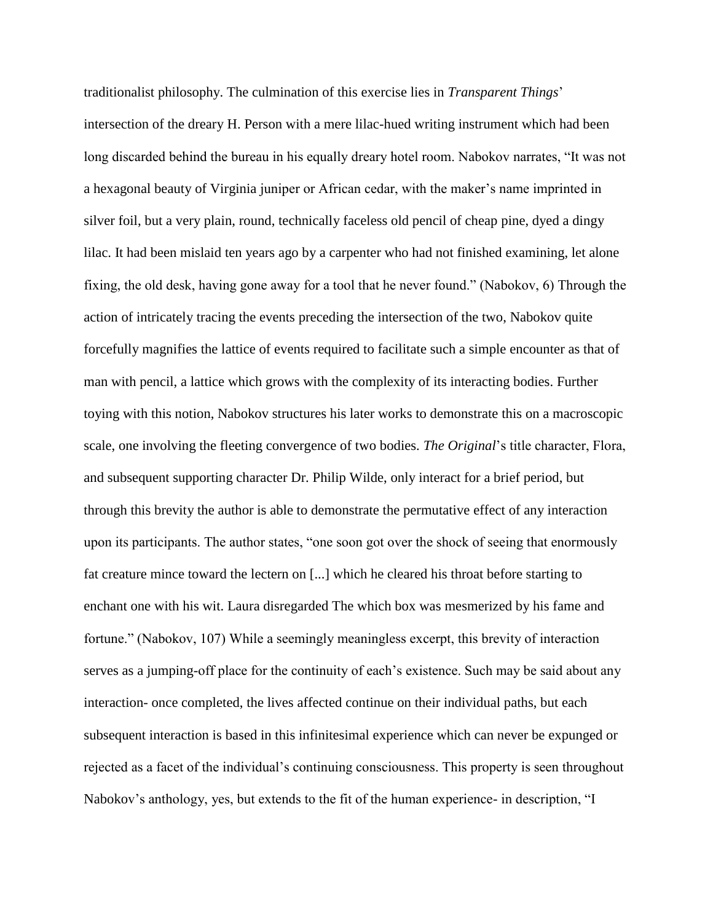traditionalist philosophy. The culmination of this exercise lies in *Transparent Things*' intersection of the dreary H. Person with a mere lilac-hued writing instrument which had been long discarded behind the bureau in his equally dreary hotel room. Nabokov narrates, "It was not a hexagonal beauty of Virginia juniper or African cedar, with the maker's name imprinted in silver foil, but a very plain, round, technically faceless old pencil of cheap pine, dyed a dingy lilac. It had been mislaid ten years ago by a carpenter who had not finished examining, let alone fixing, the old desk, having gone away for a tool that he never found." (Nabokov, 6) Through the action of intricately tracing the events preceding the intersection of the two, Nabokov quite forcefully magnifies the lattice of events required to facilitate such a simple encounter as that of man with pencil, a lattice which grows with the complexity of its interacting bodies. Further toying with this notion, Nabokov structures his later works to demonstrate this on a macroscopic scale, one involving the fleeting convergence of two bodies. *The Original*'s title character, Flora, and subsequent supporting character Dr. Philip Wilde, only interact for a brief period, but through this brevity the author is able to demonstrate the permutative effect of any interaction upon its participants. The author states, "one soon got over the shock of seeing that enormously fat creature mince toward the lectern on [...] which he cleared his throat before starting to enchant one with his wit. Laura disregarded The which box was mesmerized by his fame and fortune." (Nabokov, 107) While a seemingly meaningless excerpt, this brevity of interaction serves as a jumping-off place for the continuity of each's existence. Such may be said about any interaction- once completed, the lives affected continue on their individual paths, but each subsequent interaction is based in this infinitesimal experience which can never be expunged or rejected as a facet of the individual's continuing consciousness. This property is seen throughout Nabokov's anthology, yes, but extends to the fit of the human experience- in description, "I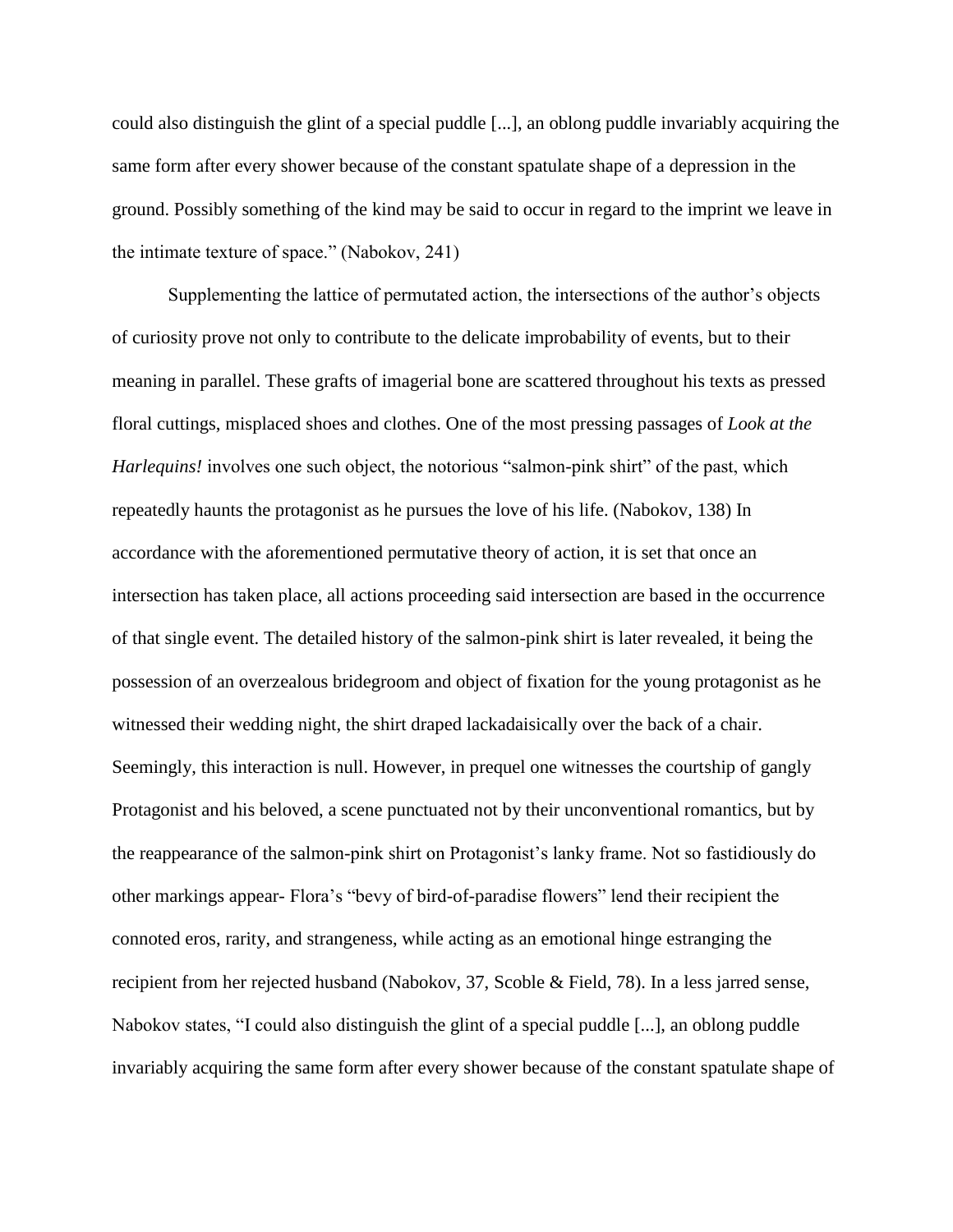could also distinguish the glint of a special puddle [...], an oblong puddle invariably acquiring the same form after every shower because of the constant spatulate shape of a depression in the ground. Possibly something of the kind may be said to occur in regard to the imprint we leave in the intimate texture of space." (Nabokov, 241)

Supplementing the lattice of permutated action, the intersections of the author's objects of curiosity prove not only to contribute to the delicate improbability of events, but to their meaning in parallel. These grafts of imagerial bone are scattered throughout his texts as pressed floral cuttings, misplaced shoes and clothes. One of the most pressing passages of *Look at the Harlequins!* involves one such object, the notorious "salmon-pink shirt" of the past, which repeatedly haunts the protagonist as he pursues the love of his life. (Nabokov, 138) In accordance with the aforementioned permutative theory of action, it is set that once an intersection has taken place, all actions proceeding said intersection are based in the occurrence of that single event. The detailed history of the salmon-pink shirt is later revealed, it being the possession of an overzealous bridegroom and object of fixation for the young protagonist as he witnessed their wedding night, the shirt draped lackadaisically over the back of a chair. Seemingly, this interaction is null. However, in prequel one witnesses the courtship of gangly Protagonist and his beloved, a scene punctuated not by their unconventional romantics, but by the reappearance of the salmon-pink shirt on Protagonist's lanky frame. Not so fastidiously do other markings appear- Flora's "bevy of bird-of-paradise flowers" lend their recipient the connoted eros, rarity, and strangeness, while acting as an emotional hinge estranging the recipient from her rejected husband (Nabokov, 37, Scoble & Field, 78). In a less jarred sense, Nabokov states, "I could also distinguish the glint of a special puddle [...], an oblong puddle invariably acquiring the same form after every shower because of the constant spatulate shape of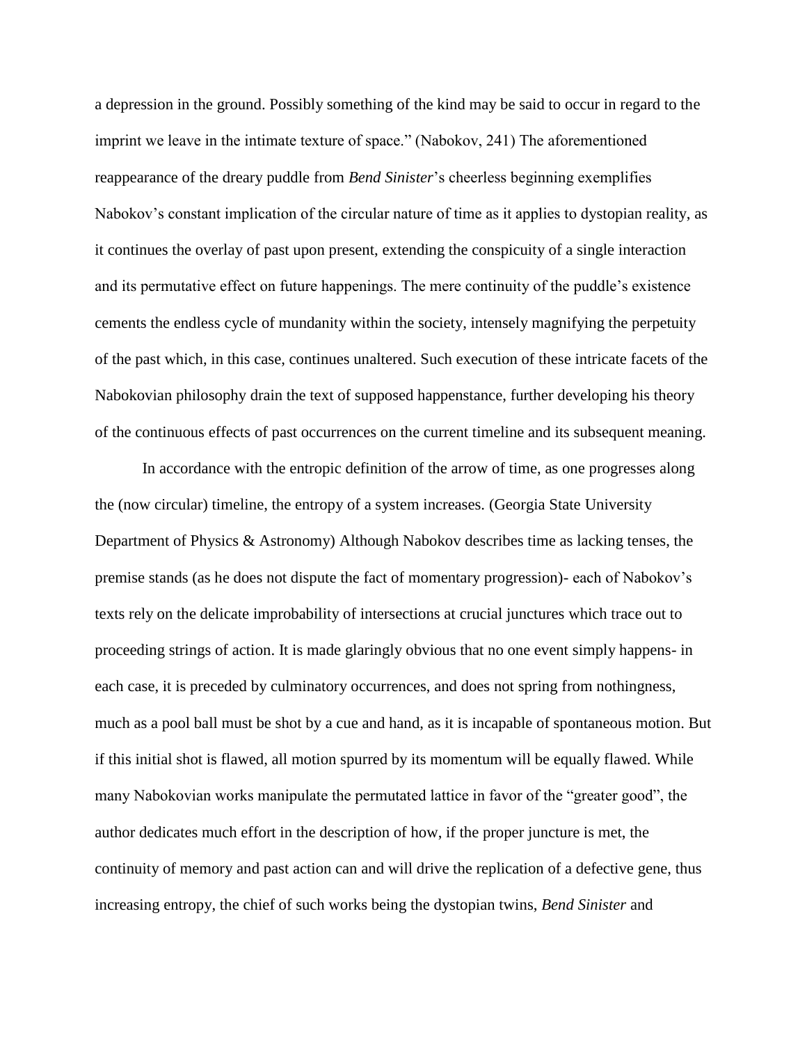a depression in the ground. Possibly something of the kind may be said to occur in regard to the imprint we leave in the intimate texture of space." (Nabokov, 241) The aforementioned reappearance of the dreary puddle from *Bend Sinister*'s cheerless beginning exemplifies Nabokov's constant implication of the circular nature of time as it applies to dystopian reality, as it continues the overlay of past upon present, extending the conspicuity of a single interaction and its permutative effect on future happenings. The mere continuity of the puddle's existence cements the endless cycle of mundanity within the society, intensely magnifying the perpetuity of the past which, in this case, continues unaltered. Such execution of these intricate facets of the Nabokovian philosophy drain the text of supposed happenstance, further developing his theory of the continuous effects of past occurrences on the current timeline and its subsequent meaning.

In accordance with the entropic definition of the arrow of time, as one progresses along the (now circular) timeline, the entropy of a system increases. (Georgia State University Department of Physics & Astronomy) Although Nabokov describes time as lacking tenses, the premise stands (as he does not dispute the fact of momentary progression)- each of Nabokov's texts rely on the delicate improbability of intersections at crucial junctures which trace out to proceeding strings of action. It is made glaringly obvious that no one event simply happens- in each case, it is preceded by culminatory occurrences, and does not spring from nothingness, much as a pool ball must be shot by a cue and hand, as it is incapable of spontaneous motion. But if this initial shot is flawed, all motion spurred by its momentum will be equally flawed. While many Nabokovian works manipulate the permutated lattice in favor of the "greater good", the author dedicates much effort in the description of how, if the proper juncture is met, the continuity of memory and past action can and will drive the replication of a defective gene, thus increasing entropy, the chief of such works being the dystopian twins, *Bend Sinister* and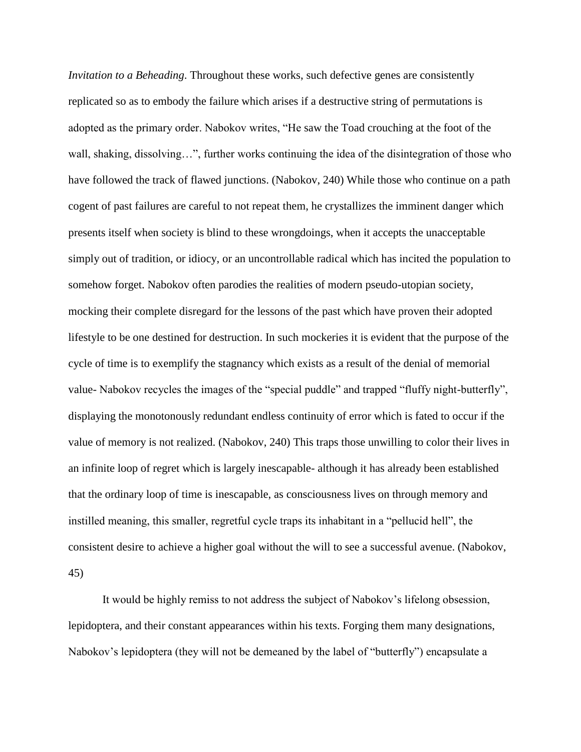*Invitation to a Beheading*. Throughout these works, such defective genes are consistently replicated so as to embody the failure which arises if a destructive string of permutations is adopted as the primary order. Nabokov writes, "He saw the Toad crouching at the foot of the wall, shaking, dissolving…", further works continuing the idea of the disintegration of those who have followed the track of flawed junctions. (Nabokov, 240) While those who continue on a path cogent of past failures are careful to not repeat them, he crystallizes the imminent danger which presents itself when society is blind to these wrongdoings, when it accepts the unacceptable simply out of tradition, or idiocy, or an uncontrollable radical which has incited the population to somehow forget. Nabokov often parodies the realities of modern pseudo-utopian society, mocking their complete disregard for the lessons of the past which have proven their adopted lifestyle to be one destined for destruction. In such mockeries it is evident that the purpose of the cycle of time is to exemplify the stagnancy which exists as a result of the denial of memorial value- Nabokov recycles the images of the "special puddle" and trapped "fluffy night-butterfly", displaying the monotonously redundant endless continuity of error which is fated to occur if the value of memory is not realized. (Nabokov, 240) This traps those unwilling to color their lives in an infinite loop of regret which is largely inescapable- although it has already been established that the ordinary loop of time is inescapable, as consciousness lives on through memory and instilled meaning, this smaller, regretful cycle traps its inhabitant in a "pellucid hell", the consistent desire to achieve a higher goal without the will to see a successful avenue. (Nabokov, 45)

It would be highly remiss to not address the subject of Nabokov's lifelong obsession, lepidoptera, and their constant appearances within his texts. Forging them many designations, Nabokov's lepidoptera (they will not be demeaned by the label of "butterfly") encapsulate a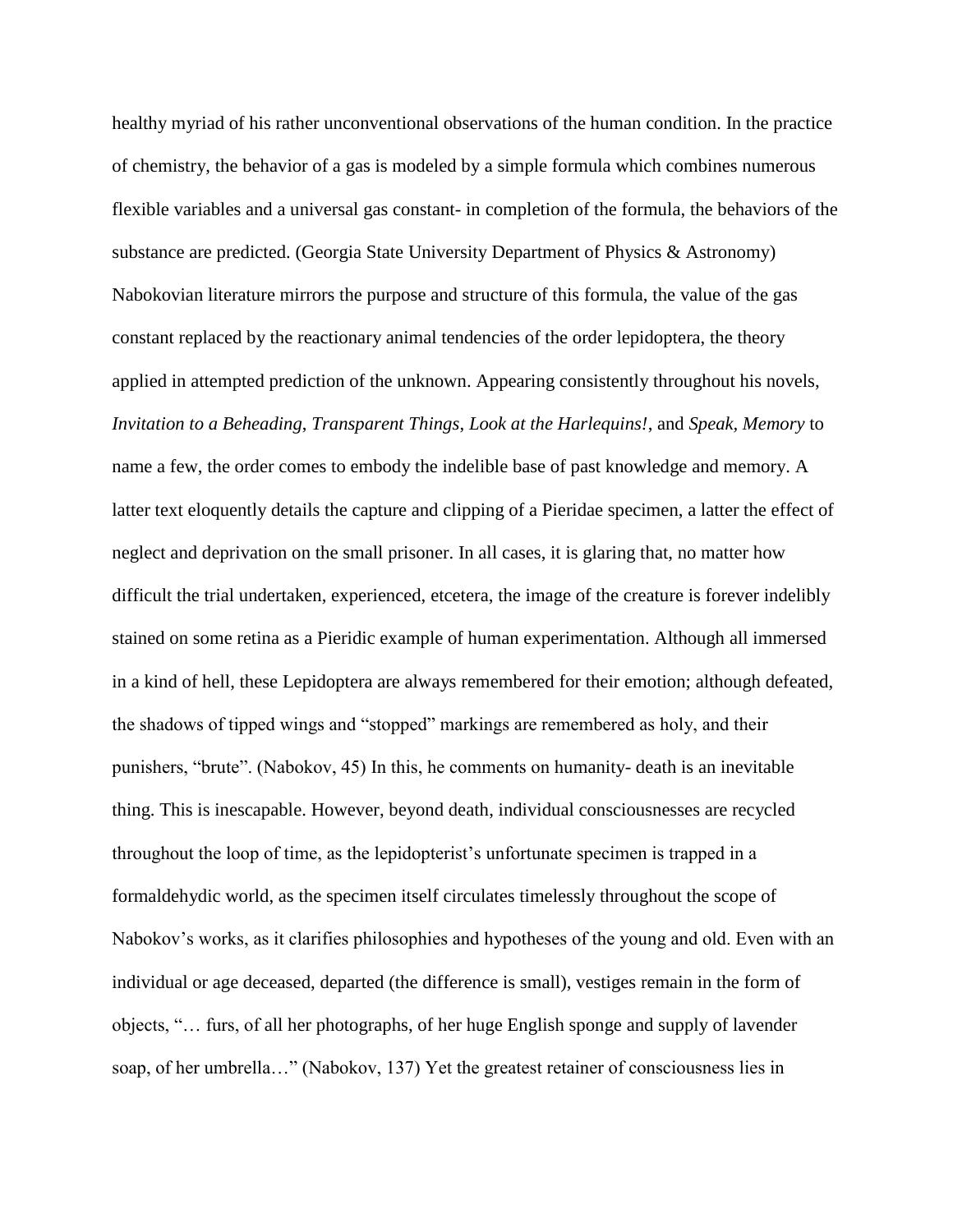healthy myriad of his rather unconventional observations of the human condition. In the practice of chemistry, the behavior of a gas is modeled by a simple formula which combines numerous flexible variables and a universal gas constant- in completion of the formula, the behaviors of the substance are predicted. (Georgia State University Department of Physics & Astronomy) Nabokovian literature mirrors the purpose and structure of this formula, the value of the gas constant replaced by the reactionary animal tendencies of the order lepidoptera, the theory applied in attempted prediction of the unknown. Appearing consistently throughout his novels, *Invitation to a Beheading*, *Transparent Things*, *Look at the Harlequins!*, and *Speak, Memory* to name a few, the order comes to embody the indelible base of past knowledge and memory. A latter text eloquently details the capture and clipping of a Pieridae specimen, a latter the effect of neglect and deprivation on the small prisoner. In all cases, it is glaring that, no matter how difficult the trial undertaken, experienced, etcetera, the image of the creature is forever indelibly stained on some retina as a Pieridic example of human experimentation. Although all immersed in a kind of hell, these Lepidoptera are always remembered for their emotion; although defeated, the shadows of tipped wings and "stopped" markings are remembered as holy, and their punishers, "brute". (Nabokov, 45) In this, he comments on humanity- death is an inevitable thing. This is inescapable. However, beyond death, individual consciousnesses are recycled throughout the loop of time, as the lepidopterist's unfortunate specimen is trapped in a formaldehydic world, as the specimen itself circulates timelessly throughout the scope of Nabokov's works, as it clarifies philosophies and hypotheses of the young and old. Even with an individual or age deceased, departed (the difference is small), vestiges remain in the form of objects, "… furs, of all her photographs, of her huge English sponge and supply of lavender soap, of her umbrella…" (Nabokov, 137) Yet the greatest retainer of consciousness lies in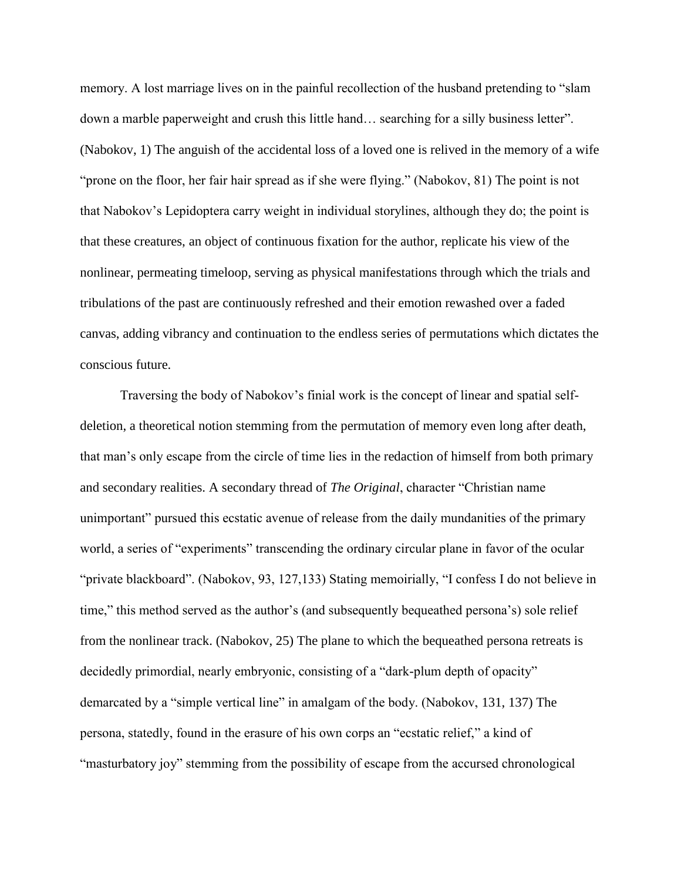memory. A lost marriage lives on in the painful recollection of the husband pretending to "slam down a marble paperweight and crush this little hand… searching for a silly business letter". (Nabokov, 1) The anguish of the accidental loss of a loved one is relived in the memory of a wife "prone on the floor, her fair hair spread as if she were flying." (Nabokov, 81) The point is not that Nabokov's Lepidoptera carry weight in individual storylines, although they do; the point is that these creatures, an object of continuous fixation for the author, replicate his view of the nonlinear, permeating timeloop, serving as physical manifestations through which the trials and tribulations of the past are continuously refreshed and their emotion rewashed over a faded canvas, adding vibrancy and continuation to the endless series of permutations which dictates the conscious future.

Traversing the body of Nabokov's finial work is the concept of linear and spatial self-deletion, a theoretical notion stemming from the permutation of memory even long after death, that man's only escape from the circle of time lies in the redaction of himself from both primary and secondary realities. A secondary thread of *The Original*, character "Christian name unimportant" pursued this ecstatic avenue of release from the daily mundanities of the primary world, a series of "experiments" transcending the ordinary circular plane in favor of the ocular "private blackboard". (Nabokov, 93, 127,133) Stating memoirially, "I confess I do not believe in time," this method served as the author's (and subsequently bequeathed persona's) sole relief from the nonlinear track. (Nabokov, 25) The plane to which the bequeathed persona retreats is decidedly primordial, nearly embryonic, consisting of a "dark-plum depth of opacity" demarcated by a "simple vertical line" in amalgam of the body. (Nabokov, 131, 137) The persona, statedly, found in the erasure of his own corps an "ecstatic relief," a kind of "masturbatory joy" stemming from the possibility of escape from the accursed chronological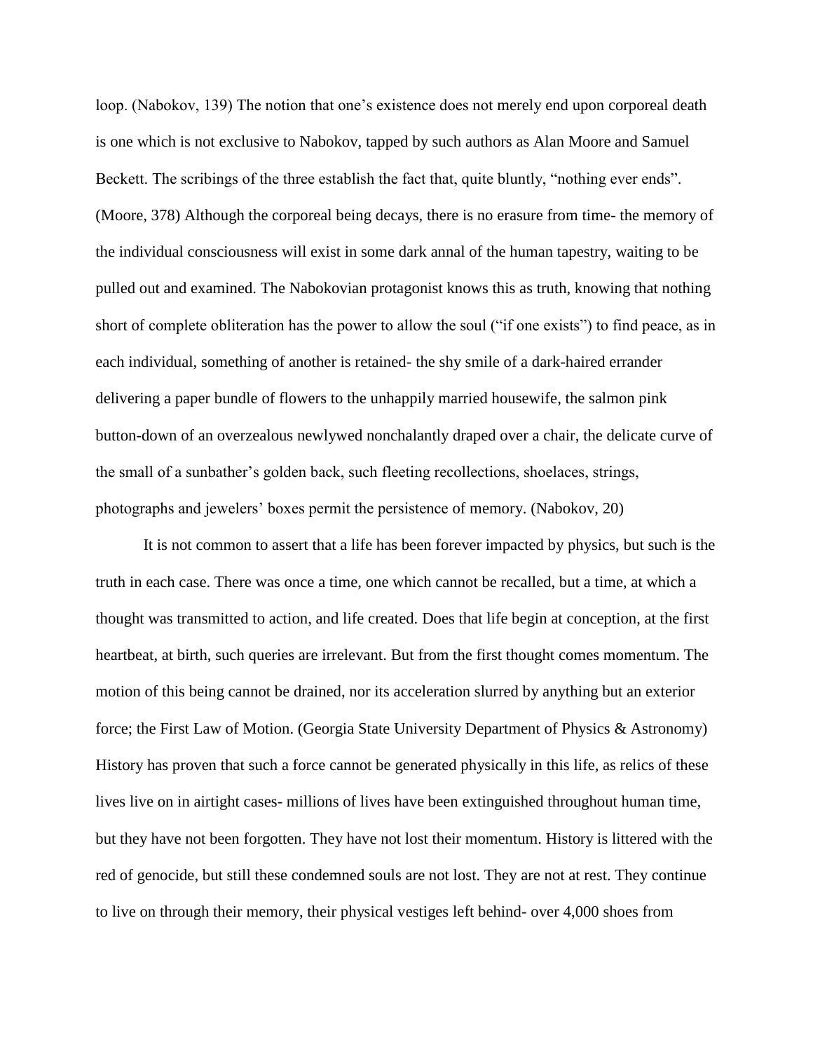loop. (Nabokov, 139) The notion that one's existence does not merely end upon corporeal death is one which is not exclusive to Nabokov, tapped by such authors as Alan Moore and Samuel Beckett. The scribings of the three establish the fact that, quite bluntly, "nothing ever ends". (Moore, 378) Although the corporeal being decays, there is no erasure from time- the memory of the individual consciousness will exist in some dark annal of the human tapestry, waiting to be pulled out and examined. The Nabokovian protagonist knows this as truth, knowing that nothing short of complete obliteration has the power to allow the soul ("if one exists") to find peace, as in each individual, something of another is retained- the shy smile of a dark-haired errander delivering a paper bundle of flowers to the unhappily married housewife, the salmon pink button-down of an overzealous newlywed nonchalantly draped over a chair, the delicate curve of the small of a sunbather's golden back, such fleeting recollections, shoelaces, strings, photographs and jewelers' boxes permit the persistence of memory. (Nabokov, 20)

It is not common to assert that a life has been forever impacted by physics, but such is the truth in each case. There was once a time, one which cannot be recalled, but a time, at which a thought was transmitted to action, and life created. Does that life begin at conception, at the first heartbeat, at birth, such queries are irrelevant. But from the first thought comes momentum. The motion of this being cannot be drained, nor its acceleration slurred by anything but an exterior force; the First Law of Motion. (Georgia State University Department of Physics & Astronomy) History has proven that such a force cannot be generated physically in this life, as relics of these lives live on in airtight cases- millions of lives have been extinguished throughout human time, but they have not been forgotten. They have not lost their momentum. History is littered with the red of genocide, but still these condemned souls are not lost. They are not at rest. They continue to live on through their memory, their physical vestiges left behind- over 4,000 shoes from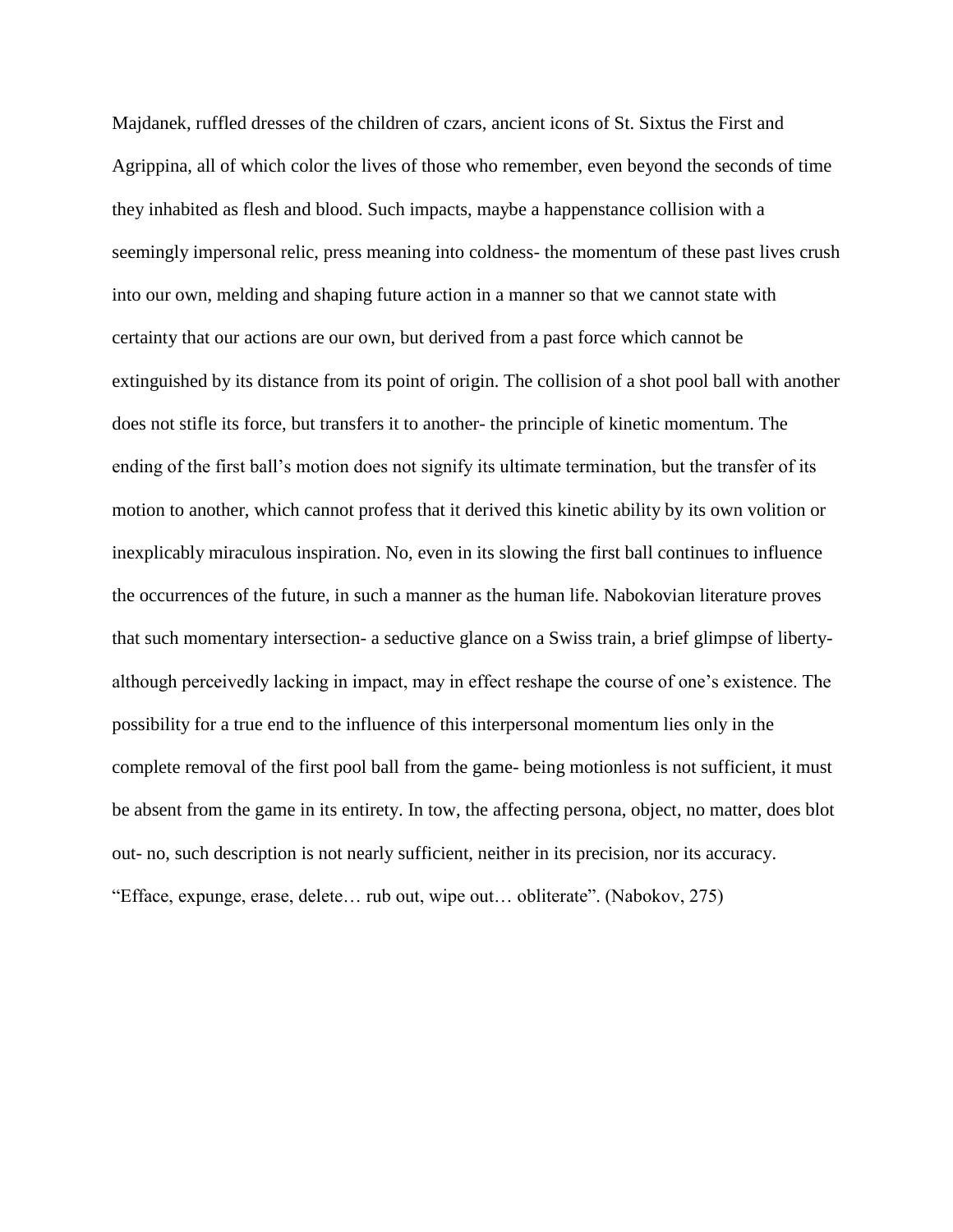Majdanek, ruffled dresses of the children of czars, ancient icons of St. Sixtus the First and Agrippina, all of which color the lives of those who remember, even beyond the seconds of time they inhabited as flesh and blood. Such impacts, maybe a happenstance collision with a seemingly impersonal relic, press meaning into coldness- the momentum of these past lives crush into our own, melding and shaping future action in a manner so that we cannot state with certainty that our actions are our own, but derived from a past force which cannot be extinguished by its distance from its point of origin. The collision of a shot pool ball with another does not stifle its force, but transfers it to another- the principle of kinetic momentum. The ending of the first ball's motion does not signify its ultimate termination, but the transfer of its motion to another, which cannot profess that it derived this kinetic ability by its own volition or inexplicably miraculous inspiration. No, even in its slowing the first ball continues to influence the occurrences of the future, in such a manner as the human life. Nabokovian literature proves that such momentary intersection- a seductive glance on a Swiss train, a brief glimpse of liberty- although perceivedly lacking in impact, may in effect reshape the course of one's existence. The possibility for a true end to the influence of this interpersonal momentum lies only in the complete removal of the first pool ball from the game- being motionless is not sufficient, it must be absent from the game in its entirety. In tow, the affecting persona, object, no matter, does blot out- no, such description is not nearly sufficient, neither in its precision, nor its accuracy. "Efface, expunge, erase, delete… rub out, wipe out… obliterate". (Nabokov, 275)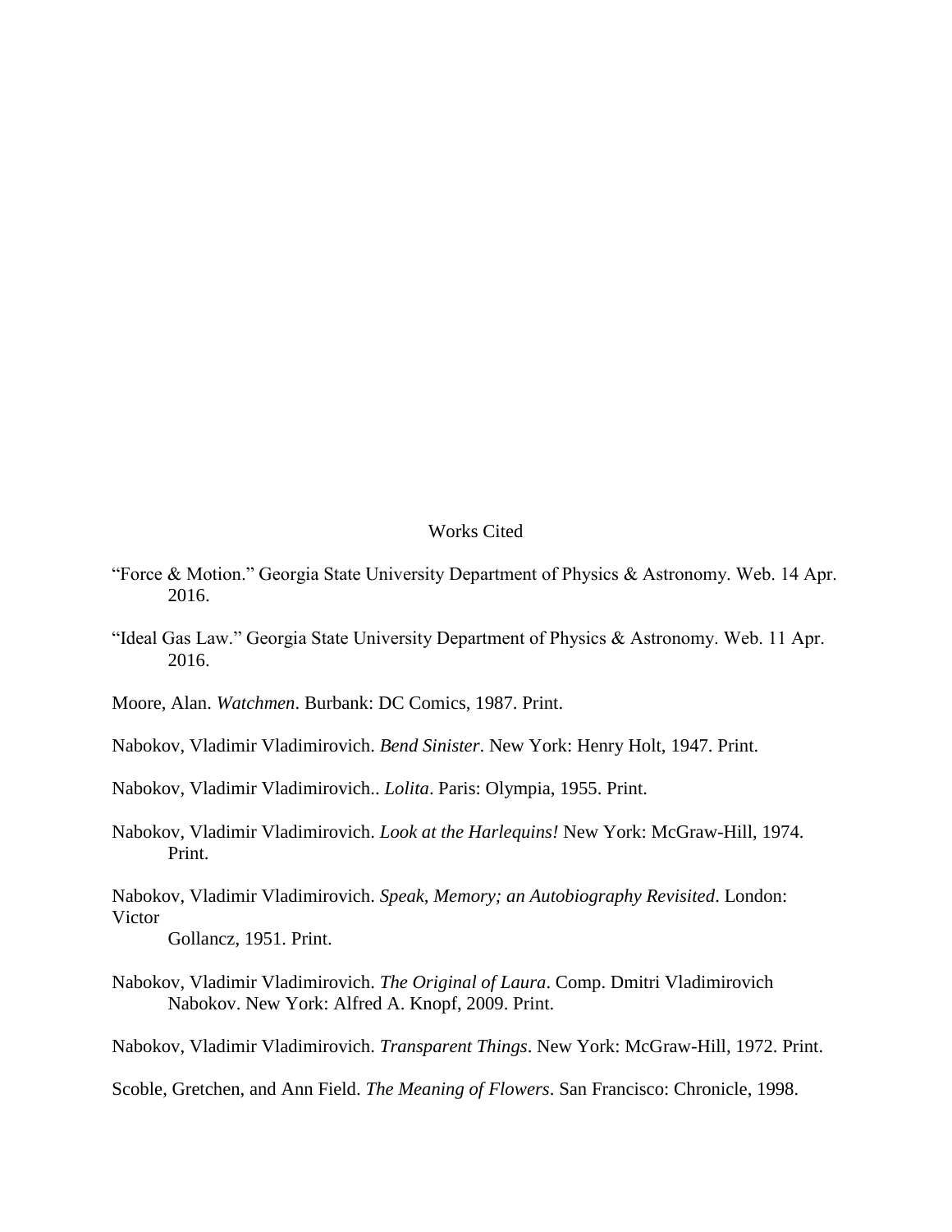# Works Cited

"Force & Motion." Georgia State University Department of Physics & Astronomy. Web. 14 Apr. 2016.

"Ideal Gas Law." Georgia State University Department of Physics & Astronomy. Web. 11 Apr. 2016.

Moore, Alan. *Watchmen*. Burbank: DC Comics, 1987. Print.

Nabokov, Vladimir Vladimirovich. *Bend Sinister*. New York: Henry Holt, 1947. Print.

Nabokov, Vladimir Vladimirovich.. *Lolita*. Paris: Olympia, 1955. Print.

Nabokov, Vladimir Vladimirovich. *Look at the Harlequins!* New York: McGraw-Hill, 1974. Print.

Nabokov, Vladimir Vladimirovich. *Speak, Memory; an Autobiography Revisited*. London: Victor Gollancz, 1951. Print.

Nabokov, Vladimir Vladimirovich. *The Original of Laura*. Comp. Dmitri Vladimirovich Nabokov. New York: Alfred A. Knopf, 2009. Print.

Nabokov, Vladimir Vladimirovich. *Transparent Things*. New York: McGraw-Hill, 1972. Print.

Scoble, Gretchen, and Ann Field. *The Meaning of Flowers*. San Francisco: Chronicle, 1998.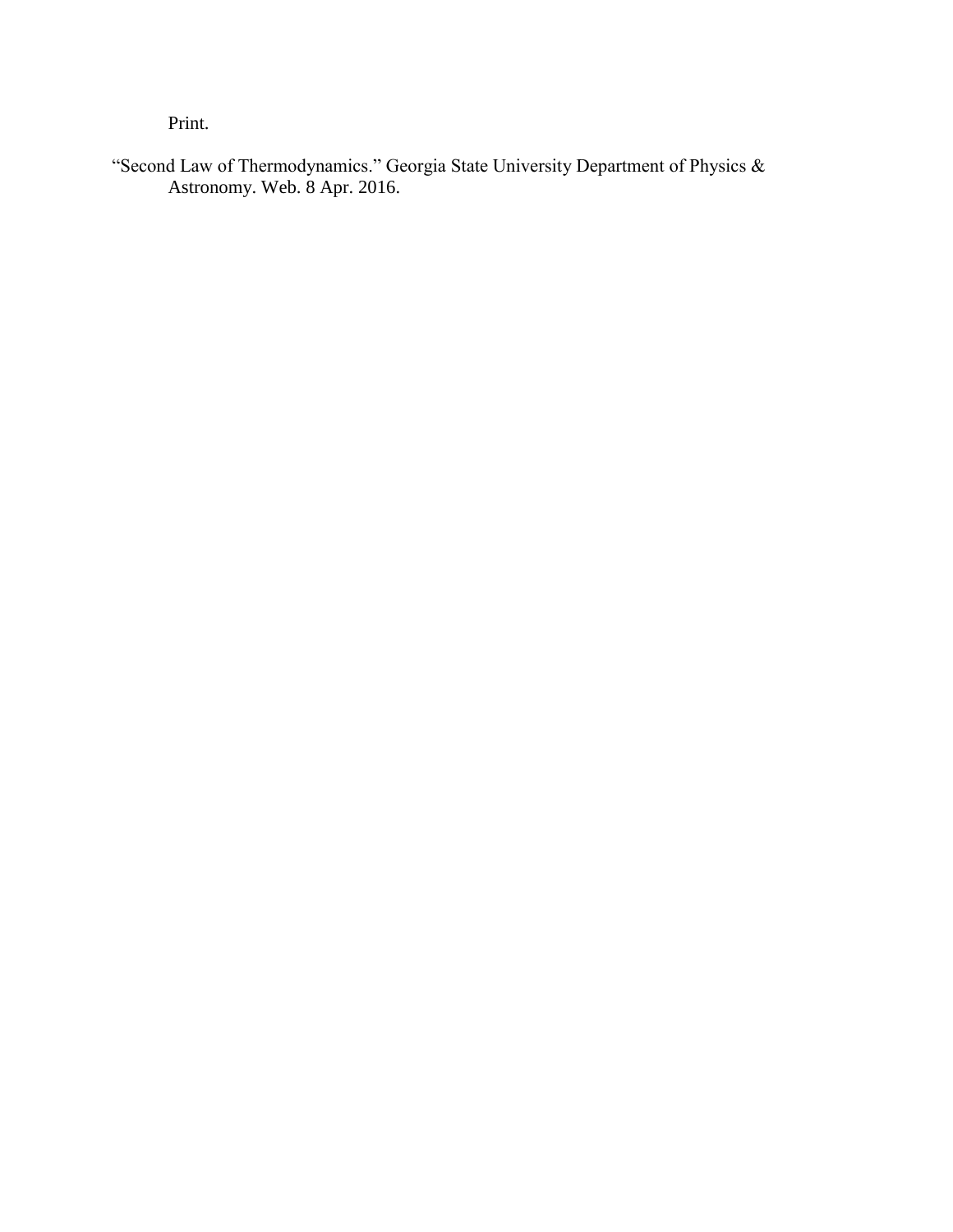Print.

"Second Law of Thermodynamics." Georgia State University Department of Physics & Astronomy. Web. 8 Apr. 2016.